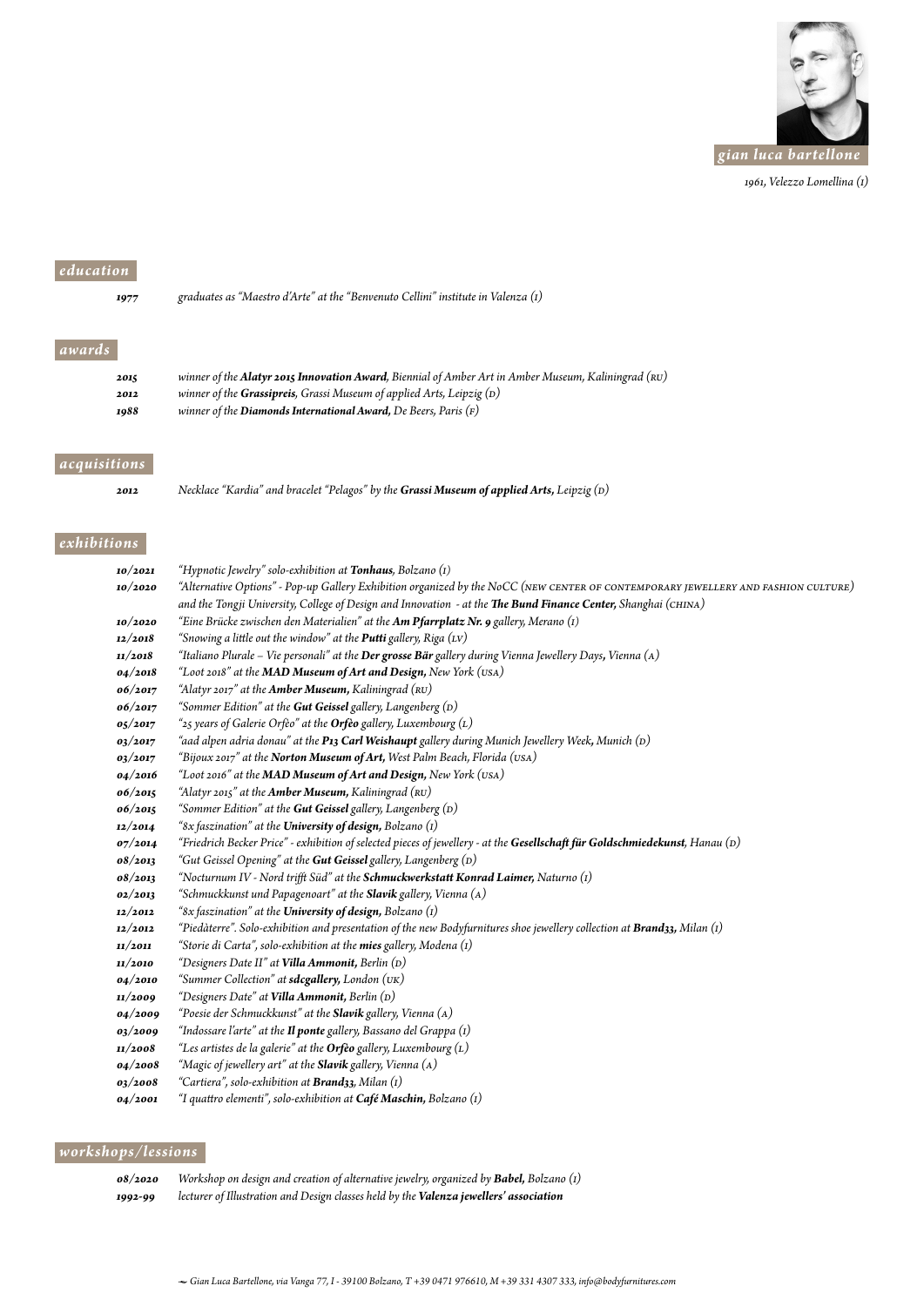# gian luca bartellone

*1961, Velezzo Lomellina (I)*

## education

| | |
|---|---|
| **1977** | *graduates as "Maestro d'Arte" at the "Benvenuto Cellini" institute in Valenza (I)* |

## awards

| | |
|---|---|
| **2015** | *winner of the **Alatyr 2015 Innovation Award**, Biennial of Amber Art in Amber Museum, Kaliningrad (RU)* |
| **2012** | *winner of the **Grassipreis**, Grassi Museum of applied Arts, Leipzig (D)* |
| **1988** | *winner of the **Diamonds International Award**, De Beers, Paris (F)* |

## acquisitions

| | |
|---|---|
| **2012** | *Necklace "Kardia" and bracelet "Pelagos" by the **Grassi Museum of applied Arts**, Leipzig (D)* |

## exhibitions

| | |
|---|---|
| **10/2021** | *"Hypnotic Jewelry" solo-exhibition at **Tonhaus**, Bolzano (I)* |
| **10/2020** | *"Alternative Options" - Pop-up Gallery Exhibition organized by the NoCC (NEW CENTER OF CONTEMPORARY JEWELLERY AND FASHION CULTURE) and the Tongji University, College of Design and Innovation - at the **The Bund Finance Center**, Shanghai (CHINA)* |
| **10/2020** | *"Eine Brücke zwischen den Materialien" at the **Am Pfarrplatz Nr. 9** gallery, Merano (I)* |
| **12/2018** | *"Snowing a little out the window" at the **Putti** gallery, Riga (LV)* |
| **11/2018** | *"Italiano Plurale – Vie personali" at the **Der grosse Bär** gallery during Vienna Jewellery Days, Vienna (A)* |
| **04/2018** | *"Loot 2018" at the **MAD Museum of Art and Design**, New York (USA)* |
| **06/2017** | *"Alatyr 2017" at the **Amber Museum**, Kaliningrad (RU)* |
| **06/2017** | *"Sommer Edition" at the **Gut Geissel** gallery, Langenberg (D)* |
| **05/2017** | *"25 years of Galerie Orfèo" at the **Orfèo** gallery, Luxembourg (L)* |
| **03/2017** | *"aad alpen adria donau" at the **P13 Carl Weishaupt** gallery during Munich Jewellery Week, Munich (D)* |
| **03/2017** | *"Bijoux 2017" at the **Norton Museum of Art**, West Palm Beach, Florida (USA)* |
| **04/2016** | *"Loot 2016" at the **MAD Museum of Art and Design**, New York (USA)* |
| **06/2015** | *"Alatyr 2015" at the **Amber Museum**, Kaliningrad (RU)* |
| **06/2015** | *"Sommer Edition" at the **Gut Geissel** gallery, Langenberg (D)* |
| **12/2014** | *"8x faszination" at the **University of design**, Bolzano (I)* |
| **07/2014** | *"Friedrich Becker Price" - exhibition of selected pieces of jewellery - at the **Gesellschaft für Goldschmiedekunst**, Hanau (D)* |
| **08/2013** | *"Gut Geissel Opening" at the **Gut Geissel** gallery, Langenberg (D)* |
| **08/2013** | *"Nocturnum IV - Nord trifft Süd" at the **Schmuckwerkstatt Konrad Laimer**, Naturno (I)* |
| **02/2013** | *"Schmuckkunst und Papagenoart" at the **Slavik** gallery, Vienna (A)* |
| **12/2012** | *"8x faszination" at the **University of design**, Bolzano (I)* |
| **12/2012** | *"Piedàterre". Solo-exhibition and presentation of the new Bodyfurnitures shoe jewellery collection at **Brand33**, Milan (I)* |
| **11/2011** | *"Storie di Carta", solo-exhibition at the **mies** gallery, Modena (I)* |
| **11/2010** | *"Designers Date II" at **Villa Ammonit**, Berlin (D)* |
| **04/2010** | *"Summer Collection" at **sdcgallery**, London (UK)* |
| **11/2009** | *"Designers Date" at **Villa Ammonit**, Berlin (D)* |
| **04/2009** | *"Poesie der Schmuckkunst" at the **Slavik** gallery, Vienna (A)* |
| **03/2009** | *"Indossare l'arte" at the **Il ponte** gallery, Bassano del Grappa (I)* |
| **11/2008** | *"Les artistes de la galerie" at the **Orfèo** gallery, Luxembourg (L)* |
| **04/2008** | *"Magic of jewellery art" at the **Slavik** gallery, Vienna (A)* |
| **03/2008** | *"Cartiera", solo-exhibition at **Brand33**, Milan (I)* |
| **04/2001** | *"I quattro elementi", solo-exhibition at **Café Maschin**, Bolzano (I)* |

## workshops/lessions

| | |
|---|---|
| **08/2020** | *Workshop on design and creation of alternative jewelry, organized by **Babel**, Bolzano (I)* |
| **1992-99** | *lecturer of Illustration and Design classes held by the **Valenza jewellers' association*** |

*Gian Luca Bartellone, via Vanga 77, I - 39100 Bolzano, T +39 0471 976610, M +39 331 4307 333, info@bodyfurnitures.com*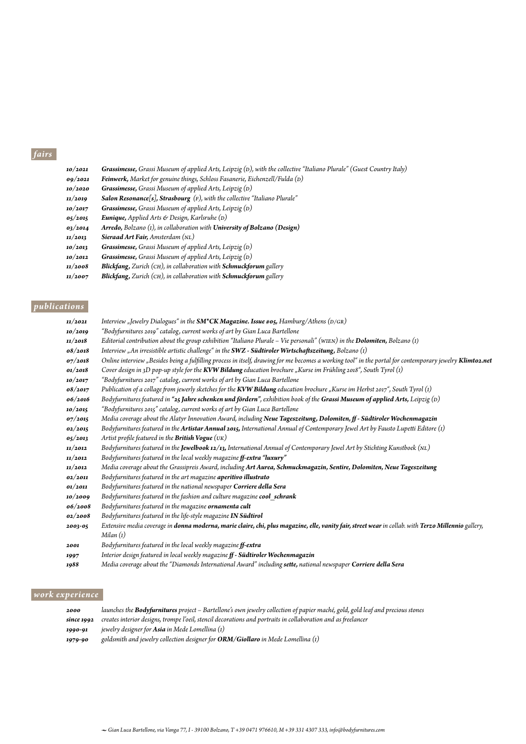## *fairs*

| | |
|---|---|
| *10/2021* | ***Grassimesse,*** *Grassi Museum of applied Arts, Leipzig (D), with the collective "Italiano Plurale" (Guest Country Italy)* |
| *09/2021* | ***Feinwerk,*** *Market for genuine things, Schloss Fasanerie, Eichenzell/Fulda (D)* |
| *10/2020* | ***Grassimesse,*** *Grassi Museum of applied Arts, Leipzig (D)* |
| *11/2019* | ***Salon Resonance[s], Strasbourg*** *(F), with the collective "Italiano Plurale"* |
| *10/2017* | ***Grassimesse,*** *Grassi Museum of applied Arts, Leipzig (D)* |
| *05/2015* | ***Eunique,*** *Applied Arts & Design, Karlsruhe (D)* |
| *03/2014* | ***Arredo,*** *Bolzano (I), in collaboration with **University of Bolzano (Design)*** |
| *11/2013* | ***Sieraad Art Fair,*** *Amsterdam (NL)* |
| *10/2013* | ***Grassimesse,*** *Grassi Museum of applied Arts, Leipzig (D)* |
| *10/2012* | ***Grassimesse,*** *Grassi Museum of applied Arts, Leipzig (D)* |
| *11/2008* | ***Blickfang,*** *Zurich (CH), in collaboration with **Schmuckforum** gallery* |
| *11/2007* | ***Blickfang,*** *Zurich (CH), in collaboration with **Schmuckforum** gallery* |

## *publications*

| | |
|---|---|
| *11/2021* | *Interview „Jewelry Dialogues" in the **SM*CK Magazine. Issue #05,** Hamburg/Athens (D/GR)* |
| *10/2019* | *"Bodyfurnitures 2019" catalog, current works of art by Gian Luca Bartellone* |
| *11/2018* | *Editorial contribution about the group exhibition "Italiano Plurale – Vie personali" (WIEN) in the **Dolomiten,** Bolzano (I)* |
| *08/2018* | *Interview „An irresistible artistic challenge" in the **SWZ - Südtiroler Wirtschaftszeitung,** Bolzano (I)* |
| *07/2018* | *Online interview „Besides being a fulfilling process in itself, drawing for me becomes a working tool" in the portal for contemporary jewelry **Klimt02.net*** |
| *01/2018* | *Cover design in 3D pop-up style for the **KVW Bildung** education brochure „Kurse im Frühling 2018", South Tyrol (I)* |
| *10/2017* | *"Bodyfurnitures 2017" catalog, current works of art by Gian Luca Bartellone* |
| *08/2017* | *Publication of a collage from jewelry sketches for the **KVW Bildung** education brochure „Kurse im Herbst 2017", South Tyrol (I)* |
| *06/2016* | *Bodyfurnitures featured in **"25 Jahre schenken und fördern"**, exhibition book of the **Grassi Museum of applied Arts,** Leipzig (D)* |
| *10/2015* | *"Bodyfurnitures 2015" catalog, current works of art by Gian Luca Bartellone* |
| *07/2015* | *Media coverage about the Alatyr Innovation Award, including **Neue Tageszeitung, Dolomiten, ff - Südtiroler Wochenmagazin*** |
| *02/2015* | *Bodyfurnitures featured in the **Artistar Annual 2015,** International Annual of Contemporary Jewel Art by Fausto Lupetti Editore (I)* |
| *05/2013* | *Artist profile featured in the **British Vogue** (UK)* |
| *11/2012* | *Bodyfurnitures featured in the **Jewelbook 12/13,** International Annual of Contemporary Jewel Art by Stichting Kunstboek (NL)* |
| *11/2012* | *Bodyfurnitures featured in the local weekly magazine **ff-extra "luxury"*** |
| *11/2012* | *Media coverage about the Grassipreis Award, including **Art Aurea, Schmuckmagazin, Sentire, Dolomiten, Neue Tageszeitung*** |
| *02/2011* | *Bodyfurnitures featured in the art magazine **aperitivo illustrato*** |
| *01/2011* | *Bodyfurnitures featured in the national newspaper **Corriere della Sera*** |
| *10/2009* | *Bodyfurnitures featured in the fashion and culture magazine **cool_schrank*** |
| *06/2008* | *Bodyfurnitures featured in the magazine **ornamenta cult*** |
| *02/2008* | *Bodyfurnitures featured in the life-style magazine **IN Südtirol*** |
| *2003-05* | *Extensive media coverage in **donna moderna, marie claire, chi, plus magazine, elle, vanity fair, street wear** in collab. with **Terzo Millennio** gallery, Milan (I)* |
| *2001* | *Bodyfurnitures featured in the local weekly magazine **ff-extra*** |
| *1997* | *Interior design featured in local weekly magazine **ff - Südtiroler Wochenmagazin*** |
| *1988* | *Media coverage about the "Diamonds International Award" including **sette,** national newspaper **Corriere della Sera*** |

## *work experience*

| | |
|---|---|
| *2000* | *launches the **Bodyfurnitures** project – Bartellone's own jewelry collection of papier maché, gold, gold leaf and precious stones* |
| *since 1992* | *creates interior designs, trompe l'oeil, stencil decorations and portraits in collaboration and as freelancer* |
| *1990-91* | *jewelry designer for **Asia** in Mede Lomellina (I)* |
| *1979-90* | *goldsmith and jewelry collection designer for **ORM/Giollaro** in Mede Lomellina (I)* |

*Gian Luca Bartellone, via Vanga 77, I - 39100 Bolzano, T +39 0471 976610, M +39 331 4307 333, info@bodyfurnitures.com*